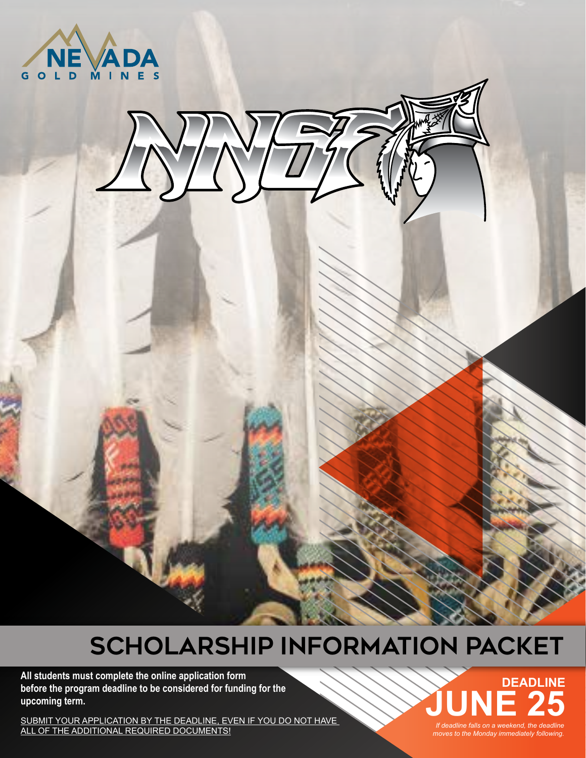NEVADA GOLD MINES

NNSF

# SCHOLARSHIP INFORMATION PACKET

**All students must complete the online application form before the program deadline to be considered for funding for the upcoming term.**

SUBMIT YOUR APPLICATION BY THE DEADLINE, EVEN IF YOU DO NOT HAVE ALL OF THE ADDITIONAL REQUIRED DOCUMENTS!

**DEADLINE**
**JUNE 25**

*If deadline falls on a weekend, the deadline moves to the Monday immediately following.*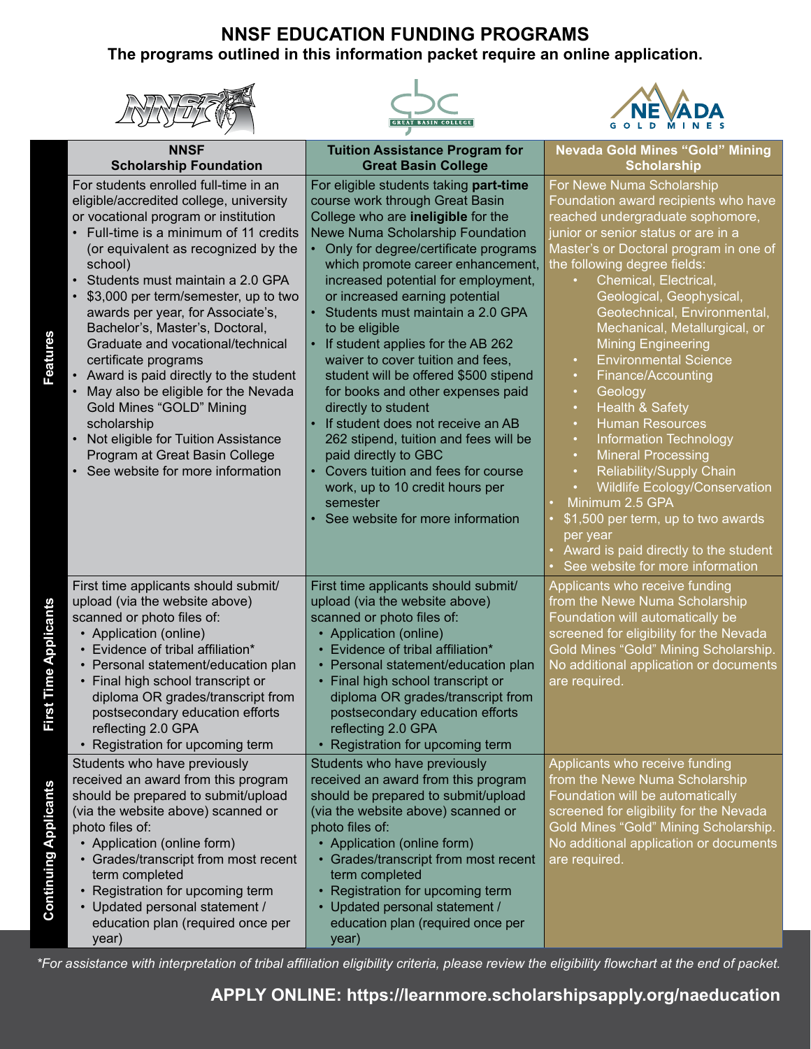# NNSF EDUCATION FUNDING PROGRAMS

**The programs outlined in this information packet require an online application.**

| | NNSF Scholarship Foundation | Tuition Assistance Program for Great Basin College | Nevada Gold Mines "Gold" Mining Scholarship |
|---|---|---|---|
| **Features** | For students enrolled full-time in an eligible/accredited college, university or vocational program or institution<br>• Full-time is a minimum of 11 credits (or equivalent as recognized by the school)<br>• Students must maintain a 2.0 GPA<br>• $3,000 per term/semester, up to two awards per year, for Associate's, Bachelor's, Master's, Doctoral, Graduate and vocational/technical certificate programs<br>• Award is paid directly to the student<br>• May also be eligible for the Nevada Gold Mines "GOLD" Mining scholarship<br>• Not eligible for Tuition Assistance Program at Great Basin College<br>• See website for more information | For eligible students taking **part-time** course work through Great Basin College who are **ineligible** for the Newe Numa Scholarship Foundation<br>• Only for degree/certificate programs which promote career enhancement, increased potential for employment, or increased earning potential<br>• Students must maintain a 2.0 GPA to be eligible<br>• If student applies for the AB 262 waiver to cover tuition and fees, student will be offered $500 stipend for books and other expenses paid directly to student<br>• If student does not receive an AB 262 stipend, tuition and fees will be paid directly to GBC<br>• Covers tuition and fees for course work, up to 10 credit hours per semester<br>• See website for more information | For Newe Numa Scholarship Foundation award recipients who have reached undergraduate sophomore, junior or senior status or are in a Master's or Doctoral program in one of the following degree fields:<br>• Chemical, Electrical, Geological, Geophysical, Geotechnical, Environmental, Mechanical, Metallurgical, or Mining Engineering<br>• Environmental Science<br>• Finance/Accounting<br>• Geology<br>• Health & Safety<br>• Human Resources<br>• Information Technology<br>• Mineral Processing<br>• Reliability/Supply Chain<br>• Wildlife Ecology/Conservation<br>• Minimum 2.5 GPA<br>• $1,500 per term, up to two awards per year<br>• Award is paid directly to the student<br>• See website for more information |
| **First Time Applicants** | First time applicants should submit/upload (via the website above) scanned or photo files of:<br>• Application (online)<br>• Evidence of tribal affiliation*<br>• Personal statement/education plan<br>• Final high school transcript or diploma OR grades/transcript from postsecondary education efforts reflecting 2.0 GPA<br>• Registration for upcoming term | First time applicants should submit/upload (via the website above) scanned or photo files of:<br>• Application (online)<br>• Evidence of tribal affiliation*<br>• Personal statement/education plan<br>• Final high school transcript or diploma OR grades/transcript from postsecondary education efforts reflecting 2.0 GPA<br>• Registration for upcoming term | Applicants who receive funding from the Newe Numa Scholarship Foundation will automatically be screened for eligibility for the Nevada Gold Mines "Gold" Mining Scholarship. No additional application or documents are required. |
| **Continuing Applicants** | Students who have previously received an award from this program should be prepared to submit/upload (via the website above) scanned or photo files of:<br>• Application (online form)<br>• Grades/transcript from most recent term completed<br>• Registration for upcoming term<br>• Updated personal statement / education plan (required once per year) | Students who have previously received an award from this program should be prepared to submit/upload (via the website above) scanned or photo files of:<br>• Application (online form)<br>• Grades/transcript from most recent term completed<br>• Registration for upcoming term<br>• Updated personal statement / education plan (required once per year) | Applicants who receive funding from the Newe Numa Scholarship Foundation will be automatically screened for eligibility for the Nevada Gold Mines "Gold" Mining Scholarship. No additional application or documents are required. |

*\*For assistance with interpretation of tribal affiliation eligibility criteria, please review the eligibility flowchart at the end of packet.*

**APPLY ONLINE: https://learnmore.scholarshipsapply.org/naeducation**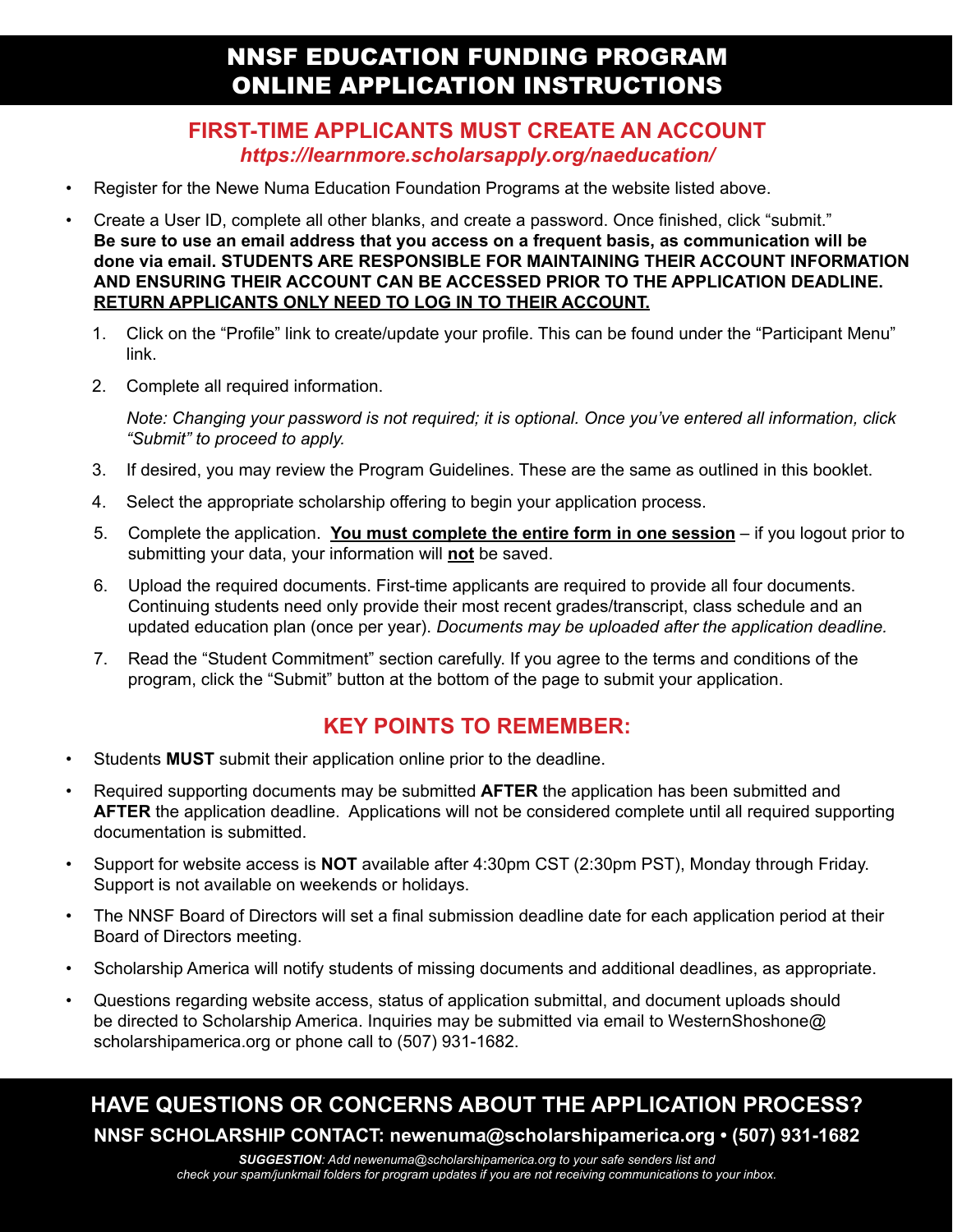# NNSF EDUCATION FUNDING PROGRAM ONLINE APPLICATION INSTRUCTIONS

## FIRST-TIME APPLICANTS MUST CREATE AN ACCOUNT

***https://learnmore.scholarsapply.org/naeducation/***

- Register for the Newe Numa Education Foundation Programs at the website listed above.
- Create a User ID, complete all other blanks, and create a password. Once finished, click "submit." **Be sure to use an email address that you access on a frequent basis, as communication will be done via email. STUDENTS ARE RESPONSIBLE FOR MAINTAINING THEIR ACCOUNT INFORMATION AND ENSURING THEIR ACCOUNT CAN BE ACCESSED PRIOR TO THE APPLICATION DEADLINE. <u>RETURN APPLICANTS ONLY NEED TO LOG IN TO THEIR ACCOUNT.</u>**

1. Click on the "Profile" link to create/update your profile. This can be found under the "Participant Menu" link.
2. Complete all required information.

   *Note: Changing your password is not required; it is optional. Once you've entered all information, click "Submit" to proceed to apply.*

3. If desired, you may review the Program Guidelines. These are the same as outlined in this booklet.
4. Select the appropriate scholarship offering to begin your application process.
5. Complete the application. **<u>You must complete the entire form in one session</u>** – if you logout prior to submitting your data, your information will **<u>not</u>** be saved.
6. Upload the required documents. First-time applicants are required to provide all four documents. Continuing students need only provide their most recent grades/transcript, class schedule and an updated education plan (once per year). *Documents may be uploaded after the application deadline.*
7. Read the "Student Commitment" section carefully. If you agree to the terms and conditions of the program, click the "Submit" button at the bottom of the page to submit your application.

## KEY POINTS TO REMEMBER:

- Students **MUST** submit their application online prior to the deadline.
- Required supporting documents may be submitted **AFTER** the application has been submitted and **AFTER** the application deadline. Applications will not be considered complete until all required supporting documentation is submitted.
- Support for website access is **NOT** available after 4:30pm CST (2:30pm PST), Monday through Friday. Support is not available on weekends or holidays.
- The NNSF Board of Directors will set a final submission deadline date for each application period at their Board of Directors meeting.
- Scholarship America will notify students of missing documents and additional deadlines, as appropriate.
- Questions regarding website access, status of application submittal, and document uploads should be directed to Scholarship America. Inquiries may be submitted via email to WesternShoshone@scholarshipamerica.org or phone call to (507) 931-1682.

## HAVE QUESTIONS OR CONCERNS ABOUT THE APPLICATION PROCESS?

**NNSF SCHOLARSHIP CONTACT: newenuma@scholarshipamerica.org • (507) 931-1682**

***SUGGESTION**: Add newenuma@scholarshipamerica.org to your safe senders list and check your spam/junkmail folders for program updates if you are not receiving communications to your inbox.*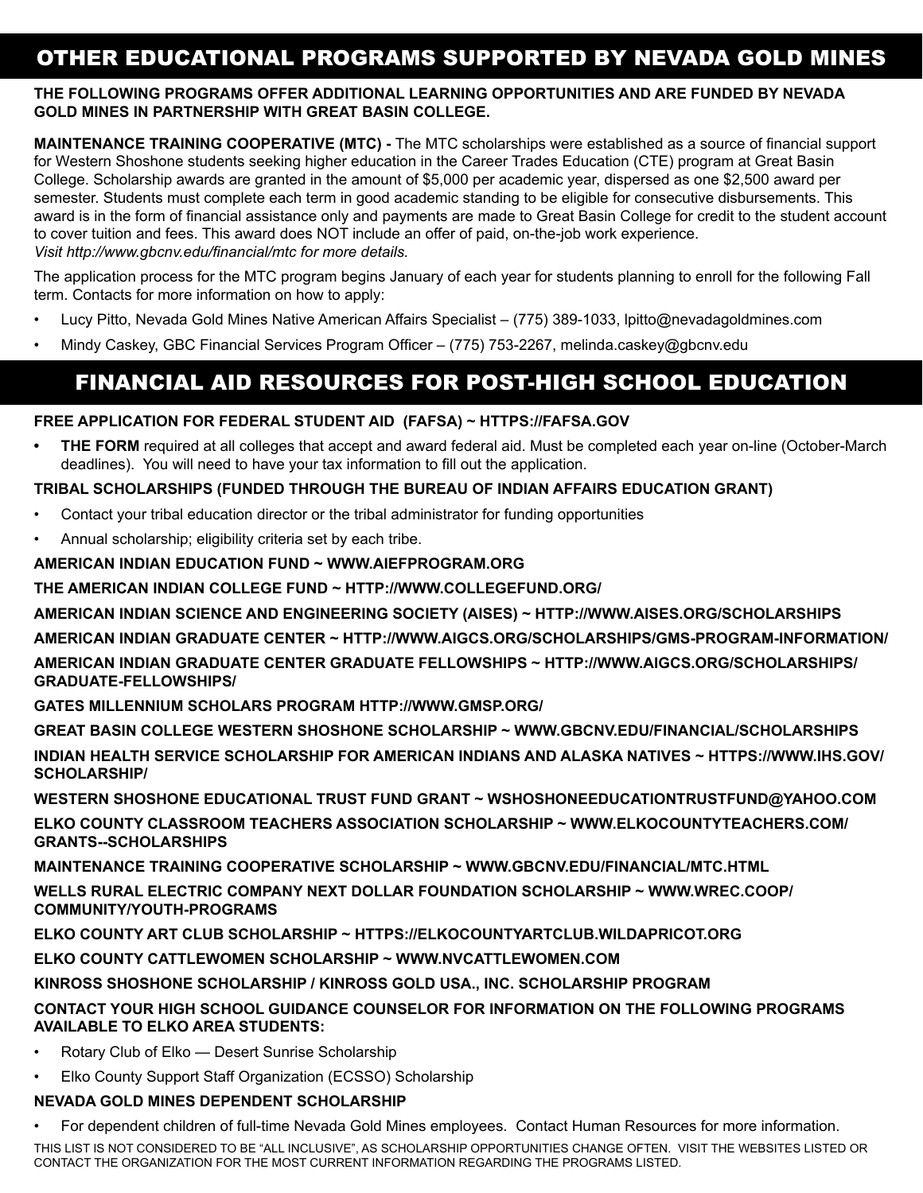## OTHER EDUCATIONAL PROGRAMS SUPPORTED BY NEVADA GOLD MINES

**THE FOLLOWING PROGRAMS OFFER ADDITIONAL LEARNING OPPORTUNITIES AND ARE FUNDED BY NEVADA GOLD MINES IN PARTNERSHIP WITH GREAT BASIN COLLEGE.**

**MAINTENANCE TRAINING COOPERATIVE (MTC) -** The MTC scholarships were established as a source of financial support for Western Shoshone students seeking higher education in the Career Trades Education (CTE) program at Great Basin College. Scholarship awards are granted in the amount of $5,000 per academic year, dispersed as one $2,500 award per semester. Students must complete each term in good academic standing to be eligible for consecutive disbursements. This award is in the form of financial assistance only and payments are made to Great Basin College for credit to the student account to cover tuition and fees. This award does NOT include an offer of paid, on-the-job work experience.
*Visit http://www.gbcnv.edu/financial/mtc for more details.*

The application process for the MTC program begins January of each year for students planning to enroll for the following Fall term. Contacts for more information on how to apply:

- Lucy Pitto, Nevada Gold Mines Native American Affairs Specialist – (775) 389-1033, lpitto@nevadagoldmines.com
- Mindy Caskey, GBC Financial Services Program Officer – (775) 753-2267, melinda.caskey@gbcnv.edu

## FINANCIAL AID RESOURCES FOR POST-HIGH SCHOOL EDUCATION

**FREE APPLICATION FOR FEDERAL STUDENT AID (FAFSA) ~ HTTPS://FAFSA.GOV**

- **THE FORM** required at all colleges that accept and award federal aid. Must be completed each year on-line (October-March deadlines). You will need to have your tax information to fill out the application.

**TRIBAL SCHOLARSHIPS (FUNDED THROUGH THE BUREAU OF INDIAN AFFAIRS EDUCATION GRANT)**

- Contact your tribal education director or the tribal administrator for funding opportunities
- Annual scholarship; eligibility criteria set by each tribe.

**AMERICAN INDIAN EDUCATION FUND ~ WWW.AIEFPROGRAM.ORG**

**THE AMERICAN INDIAN COLLEGE FUND ~ HTTP://WWW.COLLEGEFUND.ORG/**

**AMERICAN INDIAN SCIENCE AND ENGINEERING SOCIETY (AISES) ~ HTTP://WWW.AISES.ORG/SCHOLARSHIPS**

**AMERICAN INDIAN GRADUATE CENTER ~ HTTP://WWW.AIGCS.ORG/SCHOLARSHIPS/GMS-PROGRAM-INFORMATION/**

**AMERICAN INDIAN GRADUATE CENTER GRADUATE FELLOWSHIPS ~ HTTP://WWW.AIGCS.ORG/SCHOLARSHIPS/GRADUATE-FELLOWSHIPS/**

**GATES MILLENNIUM SCHOLARS PROGRAM HTTP://WWW.GMSP.ORG/**

**GREAT BASIN COLLEGE WESTERN SHOSHONE SCHOLARSHIP ~ WWW.GBCNV.EDU/FINANCIAL/SCHOLARSHIPS**

**INDIAN HEALTH SERVICE SCHOLARSHIP FOR AMERICAN INDIANS AND ALASKA NATIVES ~ HTTPS://WWW.IHS.GOV/SCHOLARSHIP/**

**WESTERN SHOSHONE EDUCATIONAL TRUST FUND GRANT ~ WSHOSHONEEDUCATIONTRUSTFUND@YAHOO.COM**

**ELKO COUNTY CLASSROOM TEACHERS ASSOCIATION SCHOLARSHIP ~ WWW.ELKOCOUNTYTEACHERS.COM/GRANTS--SCHOLARSHIPS**

**MAINTENANCE TRAINING COOPERATIVE SCHOLARSHIP ~ WWW.GBCNV.EDU/FINANCIAL/MTC.HTML**

**WELLS RURAL ELECTRIC COMPANY NEXT DOLLAR FOUNDATION SCHOLARSHIP ~ WWW.WREC.COOP/COMMUNITY/YOUTH-PROGRAMS**

**ELKO COUNTY ART CLUB SCHOLARSHIP ~ HTTPS://ELKOCOUNTYARTCLUB.WILDAPRICOT.ORG**

**ELKO COUNTY CATTLEWOMEN SCHOLARSHIP ~ WWW.NVCATTLEWOMEN.COM**

**KINROSS SHOSHONE SCHOLARSHIP / KINROSS GOLD USA., INC. SCHOLARSHIP PROGRAM**

**CONTACT YOUR HIGH SCHOOL GUIDANCE COUNSELOR FOR INFORMATION ON THE FOLLOWING PROGRAMS AVAILABLE TO ELKO AREA STUDENTS:**

- Rotary Club of Elko — Desert Sunrise Scholarship
- Elko County Support Staff Organization (ECSSO) Scholarship

**NEVADA GOLD MINES DEPENDENT SCHOLARSHIP**

- For dependent children of full-time Nevada Gold Mines employees. Contact Human Resources for more information.

THIS LIST IS NOT CONSIDERED TO BE "ALL INCLUSIVE", AS SCHOLARSHIP OPPORTUNITIES CHANGE OFTEN. VISIT THE WEBSITES LISTED OR CONTACT THE ORGANIZATION FOR THE MOST CURRENT INFORMATION REGARDING THE PROGRAMS LISTED.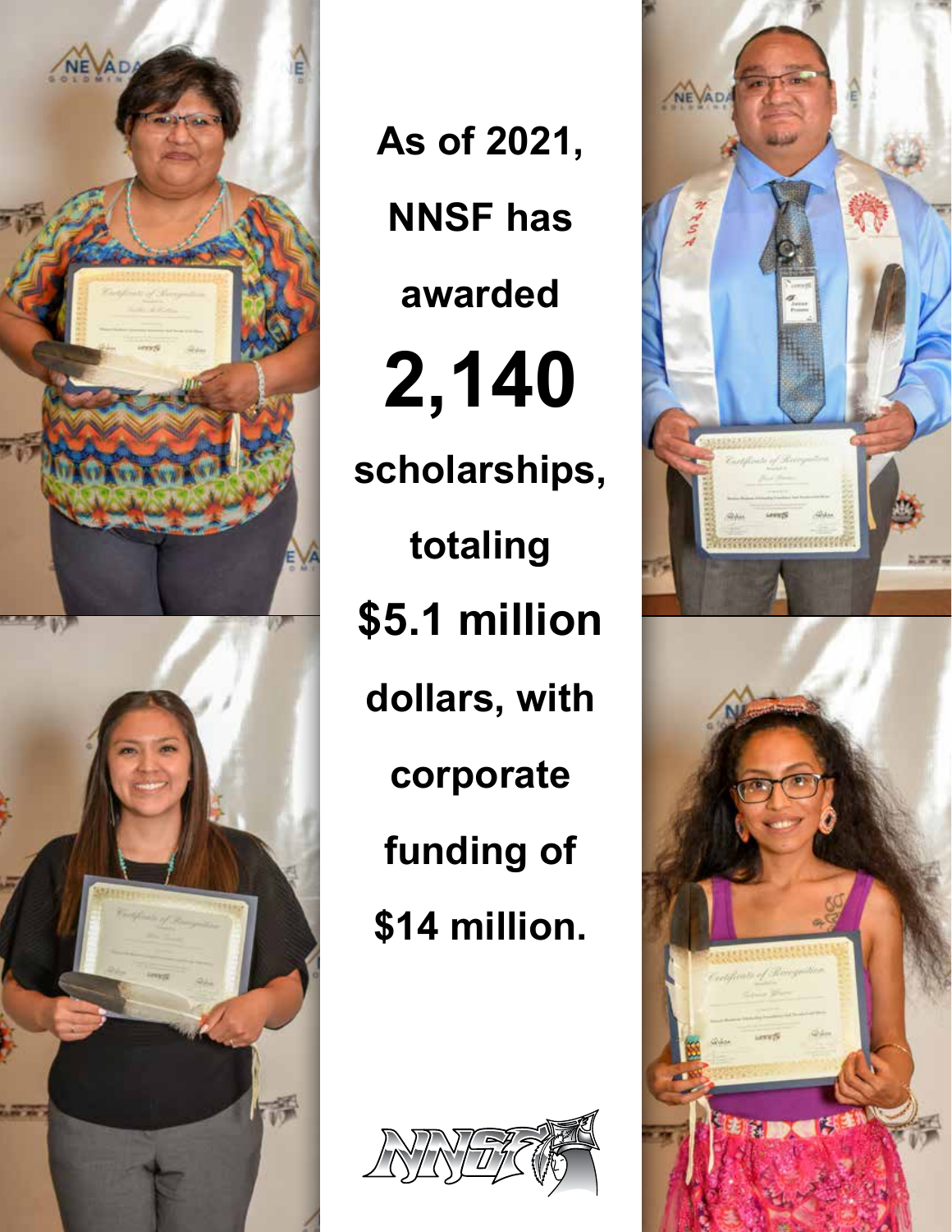As of 2021, NNSF has awarded **2,140** scholarships, totaling **$5.1 million** dollars, with corporate funding of **$14 million.**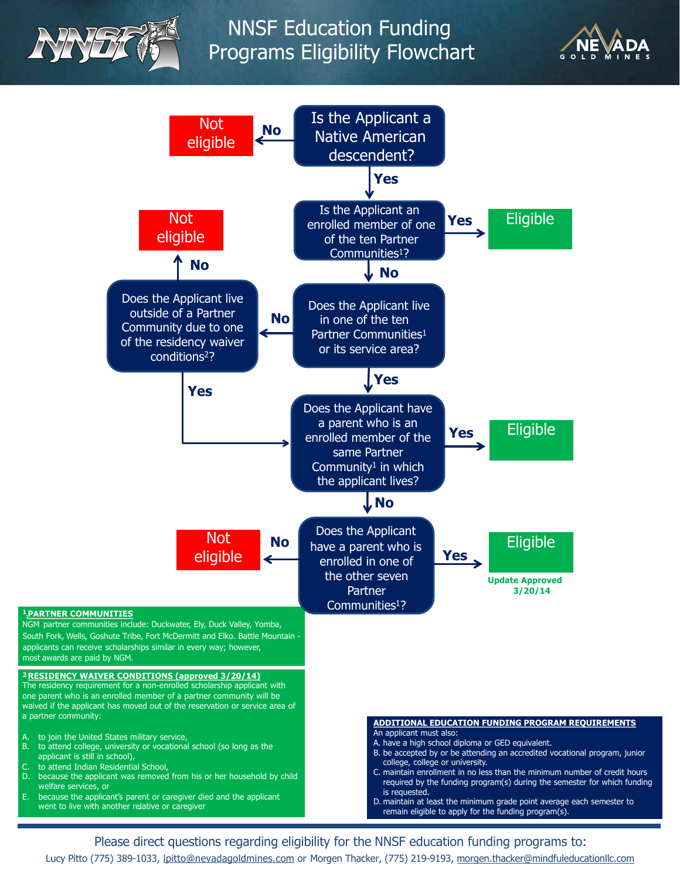# NNSF Education Funding Programs Eligibility Flowchart

**Is the Applicant a Native American descendent?**
- **No** → Not eligible
- **Yes** → Is the Applicant an enrolled member of one of the ten Partner Communities[1]?

**Is the Applicant an enrolled member of one of the ten Partner Communities[1]?**
- **Yes** → Eligible
- **No** → Does the Applicant live in one of the ten Partner Communities[1] or its service area?

**Does the Applicant live in one of the ten Partner Communities[1] or its service area?**
- **No** → Does the Applicant live outside of a Partner Community due to one of the residency waiver conditions[2]?
- **Yes** → Does the Applicant have a parent who is an enrolled member of the same Partner Community[1] in which the applicant lives?

**Does the Applicant live outside of a Partner Community due to one of the residency waiver conditions[2]?**
- **No** → Not eligible
- **Yes** → Does the Applicant have a parent who is an enrolled member of the same Partner Community[1] in which the applicant lives?

**Does the Applicant have a parent who is an enrolled member of the same Partner Community[1] in which the applicant lives?**
- **Yes** → Eligible
- **No** → Does the Applicant have a parent who is enrolled in one of the other seven Partner Communities[1]?

**Does the Applicant have a parent who is enrolled in one of the other seven Partner Communities[1]?**
- **No** → Not eligible
- **Yes** → Eligible

Update Approved 3/20/14

**[1] PARTNER COMMUNITIES**

NGM partner communities include: Duckwater, Ely, Duck Valley, Yomba, South Fork, Wells, Goshute Tribe, Fort McDermitt and Elko. Battle Mountain - applicants can receive scholarships similar in every way; however, most awards are paid by NGM.

**[2] RESIDENCY WAIVER CONDITIONS (approved 3/20/14)**

The residency requirement for a non-enrolled scholarship applicant with one parent who is an enrolled member of a partner community will be waived if the applicant has moved out of the reservation or service area of a partner community:

A. to join the United States military service,
B. to attend college, university or vocational school (so long as the applicant is still in school),
C. to attend Indian Residential School,
D. because the applicant was removed from his or her household by child welfare services, or
E. because the applicant's parent or caregiver died and the applicant went to live with another relative or caregiver

**ADDITIONAL EDUCATION FUNDING PROGRAM REQUIREMENTS**

An applicant must also:

A. have a high school diploma or GED equivalent.
B. be accepted by or be attending an accredited vocational program, junior college, college or university.
C. maintain enrollment in no less than the minimum number of credit hours required by the funding program(s) during the semester for which funding is requested.
D. maintain at least the minimum grade point average each semester to remain eligible to apply for the funding program(s).

Please direct questions regarding eligibility for the NNSF education funding programs to:

Lucy Pitto (775) 389-1033, lpitto@nevadagoldmines.com or Morgen Thacker, (775) 219-9193, morgen.thacker@mindfuleducationllc.com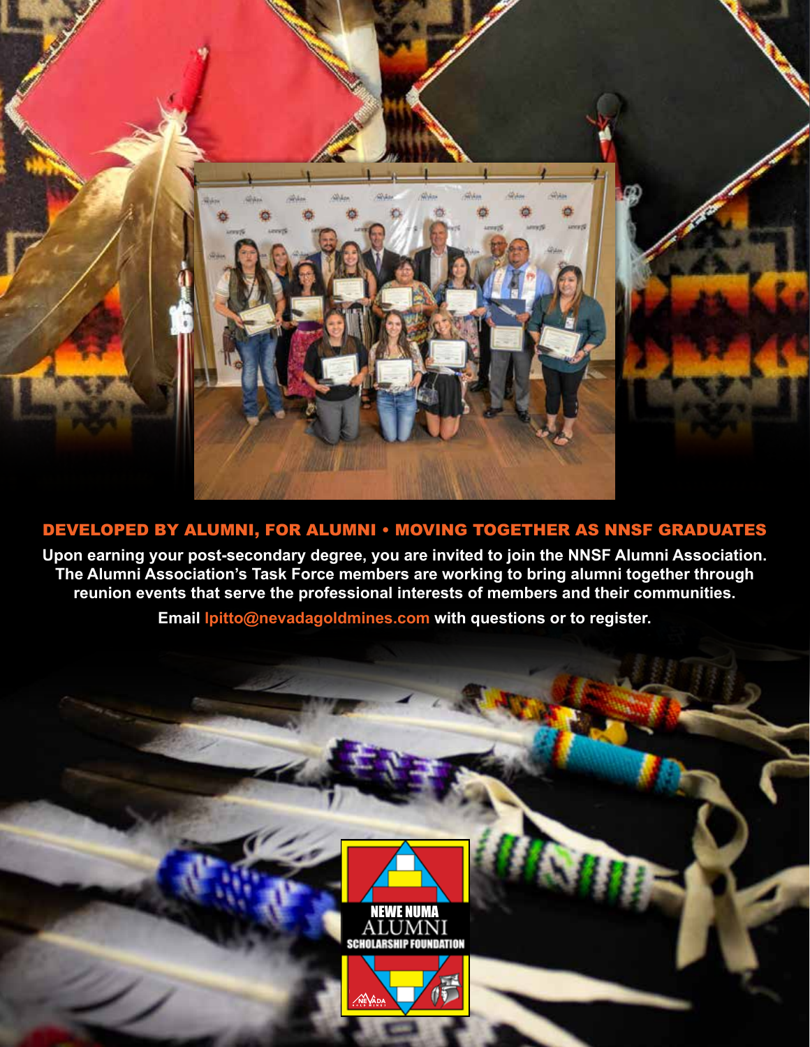## DEVELOPED BY ALUMNI, FOR ALUMNI • MOVING TOGETHER AS NNSF GRADUATES

**Upon earning your post-secondary degree, you are invited to join the NNSF Alumni Association. The Alumni Association's Task Force members are working to bring alumni together through reunion events that serve the professional interests of members and their communities.**

**Email lpitto@nevadagoldmines.com with questions or to register.**

NEWE NUMA ALUMNI SCHOLARSHIP FOUNDATION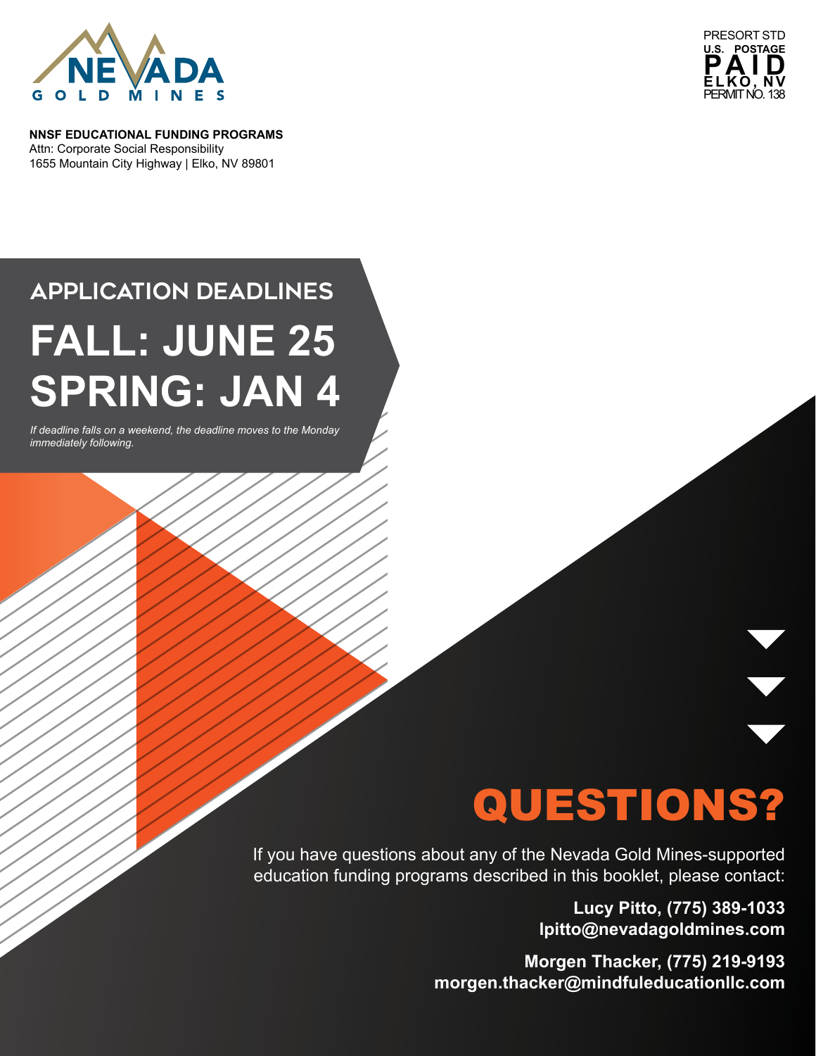NEVADA GOLD MINES

PRESORT STD
U.S. POSTAGE
PAID
ELKO, NV
PERMIT NO. 138

**NNSF EDUCATIONAL FUNDING PROGRAMS**
Attn: Corporate Social Responsibility
1655 Mountain City Highway | Elko, NV 89801

## APPLICATION DEADLINES

# FALL: JUNE 25
# SPRING: JAN 4

*If deadline falls on a weekend, the deadline moves to the Monday immediately following.*

# QUESTIONS?

If you have questions about any of the Nevada Gold Mines-supported education funding programs described in this booklet, please contact:

**Lucy Pitto, (775) 389-1033**
**lpitto@nevadagoldmines.com**

**Morgen Thacker, (775) 219-9193**
**morgen.thacker@mindfuleducationllc.com**